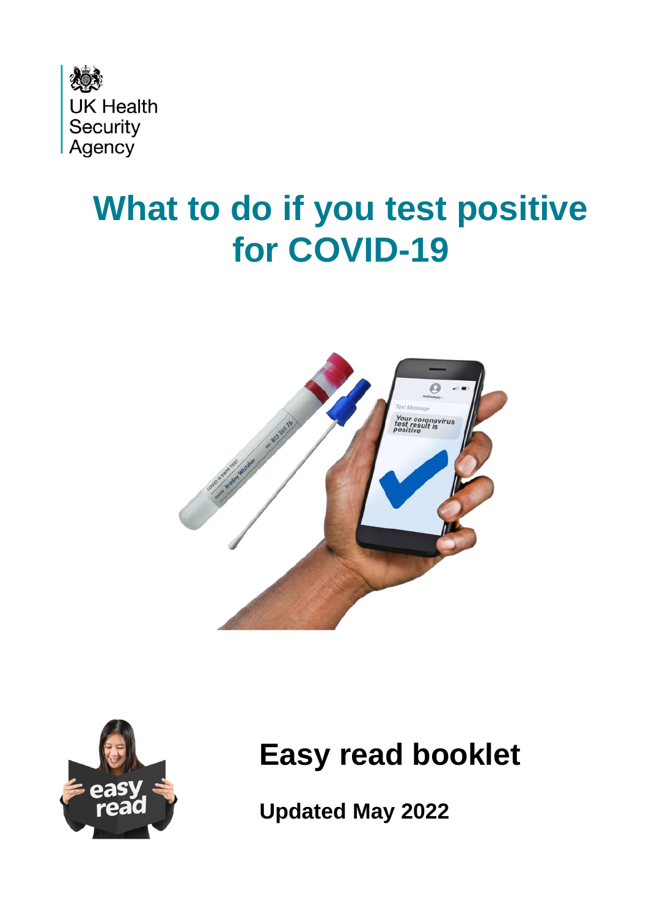UK Health Security Agency

# What to do if you test positive for COVID-19

## Easy read booklet

**Updated May 2022**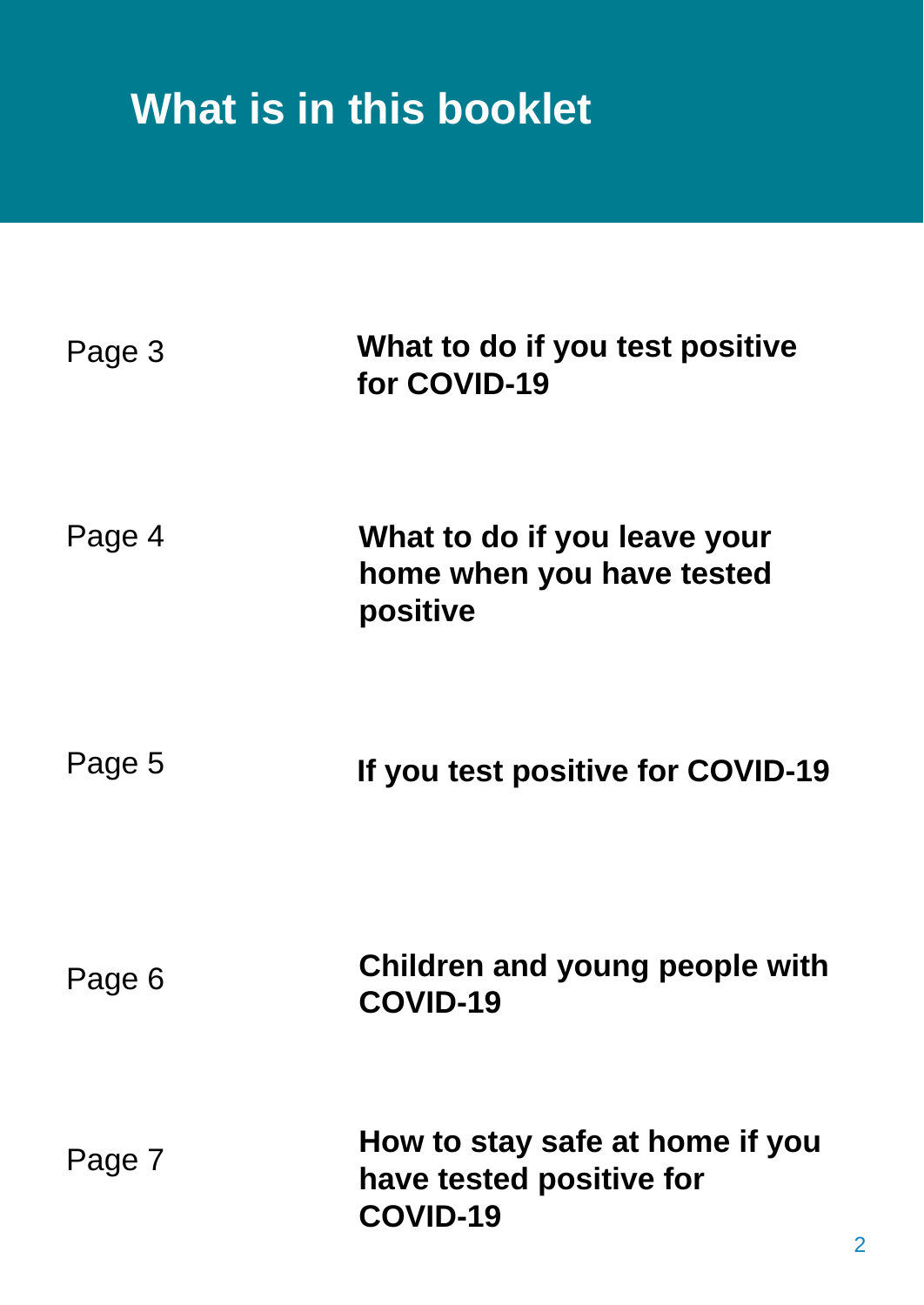# What is in this booklet

| | |
|---|---|
| Page 3 | **What to do if you test positive for COVID-19** |
| Page 4 | **What to do if you leave your home when you have tested positive** |
| Page 5 | **If you test positive for COVID-19** |
| Page 6 | **Children and young people with COVID-19** |
| Page 7 | **How to stay safe at home if you have tested positive for COVID-19** |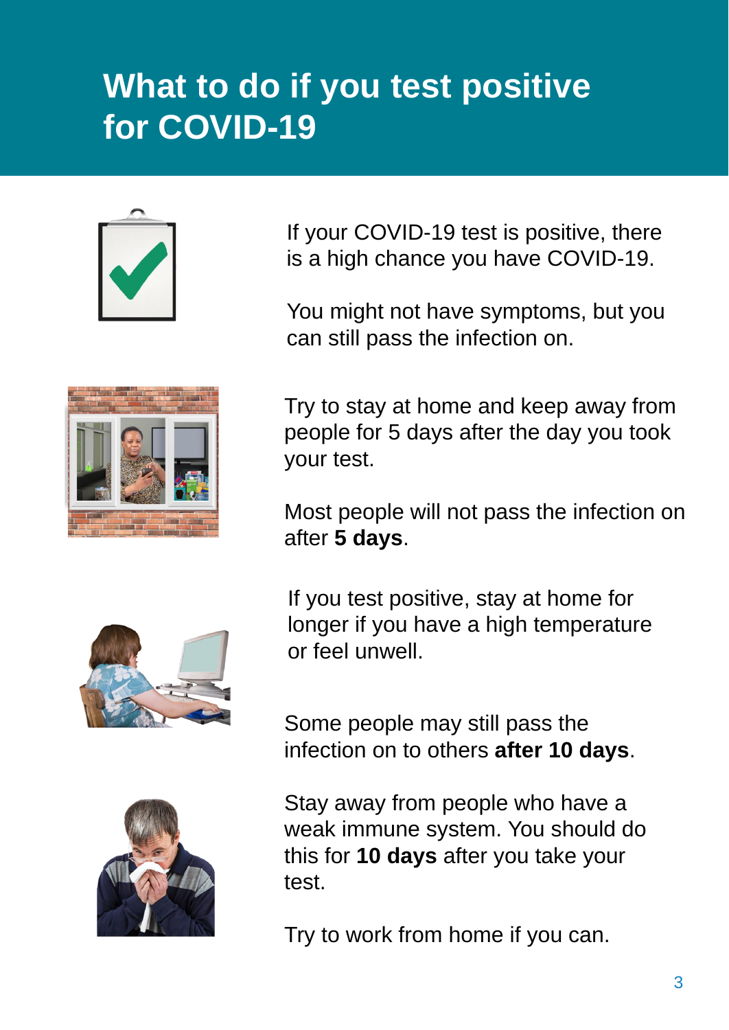# What to do if you test positive for COVID-19

If your COVID-19 test is positive, there is a high chance you have COVID-19.

You might not have symptoms, but you can still pass the infection on.

Try to stay at home and keep away from people for 5 days after the day you took your test.

Most people will not pass the infection on after **5 days**.

If you test positive, stay at home for longer if you have a high temperature or feel unwell.

Some people may still pass the infection on to others **after 10 days**.

Stay away from people who have a weak immune system. You should do this for **10 days** after you take your test.

Try to work from home if you can.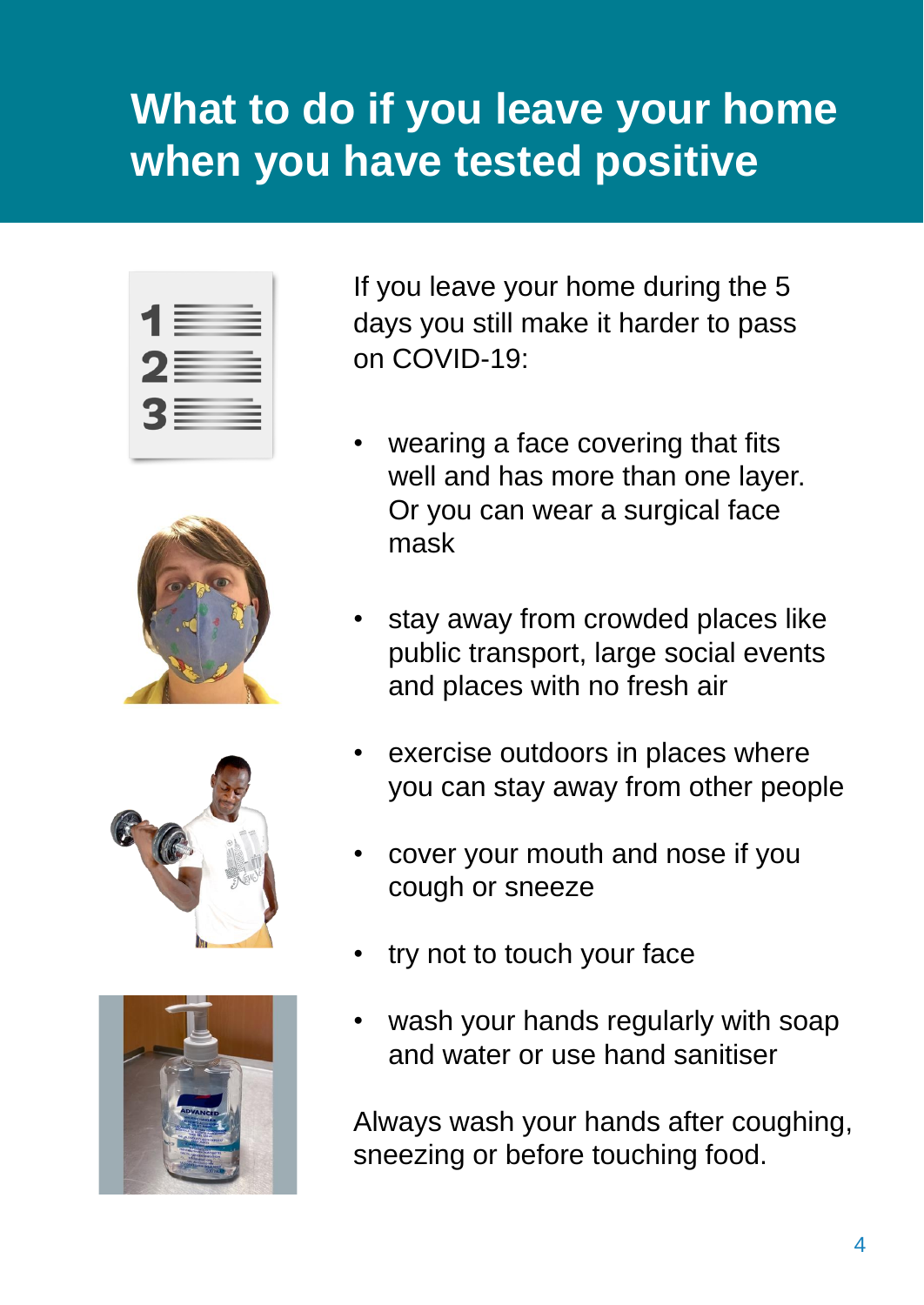# What to do if you leave your home when you have tested positive

If you leave your home during the 5 days you still make it harder to pass on COVID-19:

- wearing a face covering that fits well and has more than one layer. Or you can wear a surgical face mask
- stay away from crowded places like public transport, large social events and places with no fresh air
- exercise outdoors in places where you can stay away from other people
- cover your mouth and nose if you cough or sneeze
- try not to touch your face
- wash your hands regularly with soap and water or use hand sanitiser

Always wash your hands after coughing, sneezing or before touching food.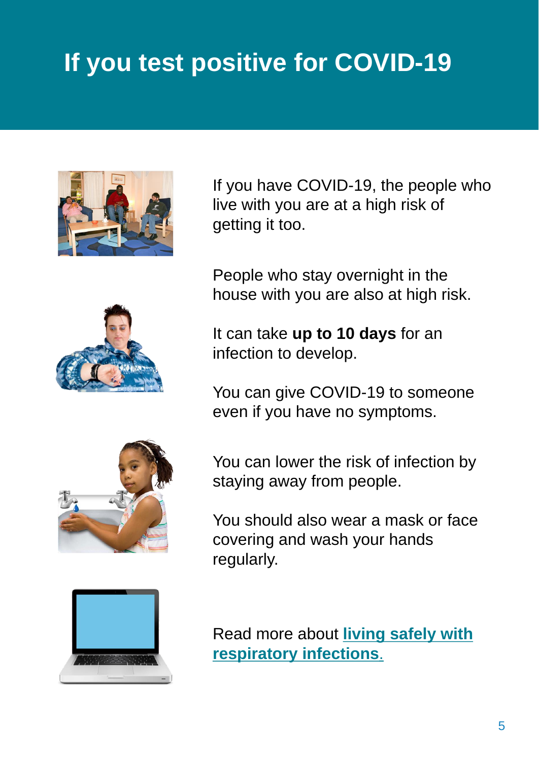# If you test positive for COVID-19

If you have COVID-19, the people who live with you are at a high risk of getting it too.

People who stay overnight in the house with you are also at high risk.

It can take **up to 10 days** for an infection to develop.

You can give COVID-19 to someone even if you have no symptoms.

You can lower the risk of infection by staying away from people.

You should also wear a mask or face covering and wash your hands regularly.

Read more about **living safely with respiratory infections**.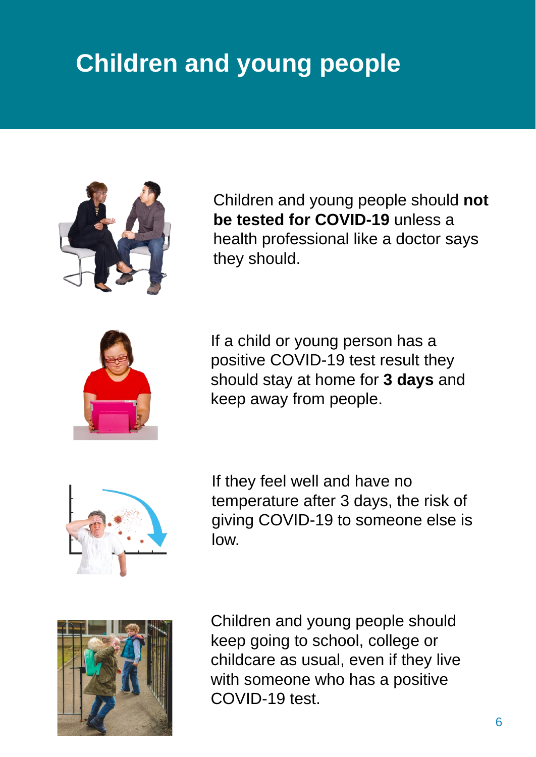# Children and young people

Children and young people should **not be tested for COVID-19** unless a health professional like a doctor says they should.

If a child or young person has a positive COVID-19 test result they should stay at home for **3 days** and keep away from people.

If they feel well and have no temperature after 3 days, the risk of giving COVID-19 to someone else is low.

Children and young people should keep going to school, college or childcare as usual, even if they live with someone who has a positive COVID-19 test.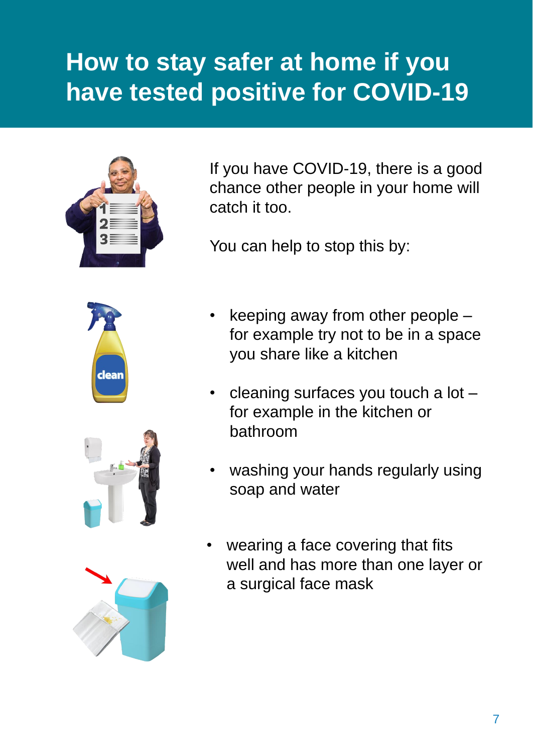# How to stay safer at home if you have tested positive for COVID-19

If you have COVID-19, there is a good chance other people in your home will catch it too.

You can help to stop this by:

- keeping away from other people – for example try not to be in a space you share like a kitchen
- cleaning surfaces you touch a lot – for example in the kitchen or bathroom
- washing your hands regularly using soap and water
- wearing a face covering that fits well and has more than one layer or a surgical face mask